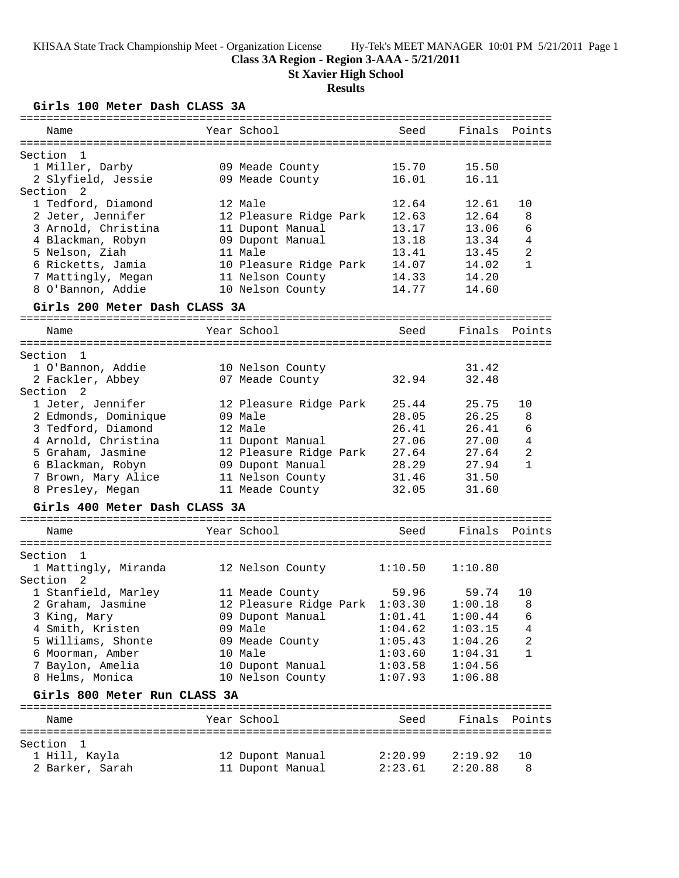KHSAA State Track Championship Meet - Organization License Hy-Tek's MEET MANAGER 10:01 PM 5/21/2011 Page 1

# Class 3A Region - Region 3-AAA - 5/21/2011

## St Xavier High School

## Results

### Girls 100 Meter Dash CLASS 3A

| Name | Year | School | Seed | Finals | Points |
|---|---|---|---|---|---|
| **Section 1** | | | | | |
| 1 Miller, Darby | 09 | Meade County | 15.70 | 15.50 | |
| 2 Slyfield, Jessie | 09 | Meade County | 16.01 | 16.11 | |
| **Section 2** | | | | | |
| 1 Tedford, Diamond | 12 | Male | 12.64 | 12.61 | 10 |
| 2 Jeter, Jennifer | 12 | Pleasure Ridge Park | 12.63 | 12.64 | 8 |
| 3 Arnold, Christina | 11 | Dupont Manual | 13.17 | 13.06 | 6 |
| 4 Blackman, Robyn | 09 | Dupont Manual | 13.18 | 13.34 | 4 |
| 5 Nelson, Ziah | 11 | Male | 13.41 | 13.45 | 2 |
| 6 Ricketts, Jamia | 10 | Pleasure Ridge Park | 14.07 | 14.02 | 1 |
| 7 Mattingly, Megan | 11 | Nelson County | 14.33 | 14.20 | |
| 8 O'Bannon, Addie | 10 | Nelson County | 14.77 | 14.60 | |

### Girls 200 Meter Dash CLASS 3A

| Name | Year | School | Seed | Finals | Points |
|---|---|---|---|---|---|
| **Section 1** | | | | | |
| 1 O'Bannon, Addie | 10 | Nelson County | | 31.42 | |
| 2 Fackler, Abbey | 07 | Meade County | 32.94 | 32.48 | |
| **Section 2** | | | | | |
| 1 Jeter, Jennifer | 12 | Pleasure Ridge Park | 25.44 | 25.75 | 10 |
| 2 Edmonds, Dominique | 09 | Male | 28.05 | 26.25 | 8 |
| 3 Tedford, Diamond | 12 | Male | 26.41 | 26.41 | 6 |
| 4 Arnold, Christina | 11 | Dupont Manual | 27.06 | 27.00 | 4 |
| 5 Graham, Jasmine | 12 | Pleasure Ridge Park | 27.64 | 27.64 | 2 |
| 6 Blackman, Robyn | 09 | Dupont Manual | 28.29 | 27.94 | 1 |
| 7 Brown, Mary Alice | 11 | Nelson County | 31.46 | 31.50 | |
| 8 Presley, Megan | 11 | Meade County | 32.05 | 31.60 | |

### Girls 400 Meter Dash CLASS 3A

| Name | Year | School | Seed | Finals | Points |
|---|---|---|---|---|---|
| **Section 1** | | | | | |
| 1 Mattingly, Miranda | 12 | Nelson County | 1:10.50 | 1:10.80 | |
| **Section 2** | | | | | |
| 1 Stanfield, Marley | 11 | Meade County | 59.96 | 59.74 | 10 |
| 2 Graham, Jasmine | 12 | Pleasure Ridge Park | 1:03.30 | 1:00.18 | 8 |
| 3 King, Mary | 09 | Dupont Manual | 1:01.41 | 1:00.44 | 6 |
| 4 Smith, Kristen | 09 | Male | 1:04.62 | 1:03.15 | 4 |
| 5 Williams, Shonte | 09 | Meade County | 1:05.43 | 1:04.26 | 2 |
| 6 Moorman, Amber | 10 | Male | 1:03.60 | 1:04.31 | 1 |
| 7 Baylon, Amelia | 10 | Dupont Manual | 1:03.58 | 1:04.56 | |
| 8 Helms, Monica | 10 | Nelson County | 1:07.93 | 1:06.88 | |

### Girls 800 Meter Run CLASS 3A

| Name | Year | School | Seed | Finals | Points |
|---|---|---|---|---|---|
| **Section 1** | | | | | |
| 1 Hill, Kayla | 12 | Dupont Manual | 2:20.99 | 2:19.92 | 10 |
| 2 Barker, Sarah | 11 | Dupont Manual | 2:23.61 | 2:20.88 | 8 |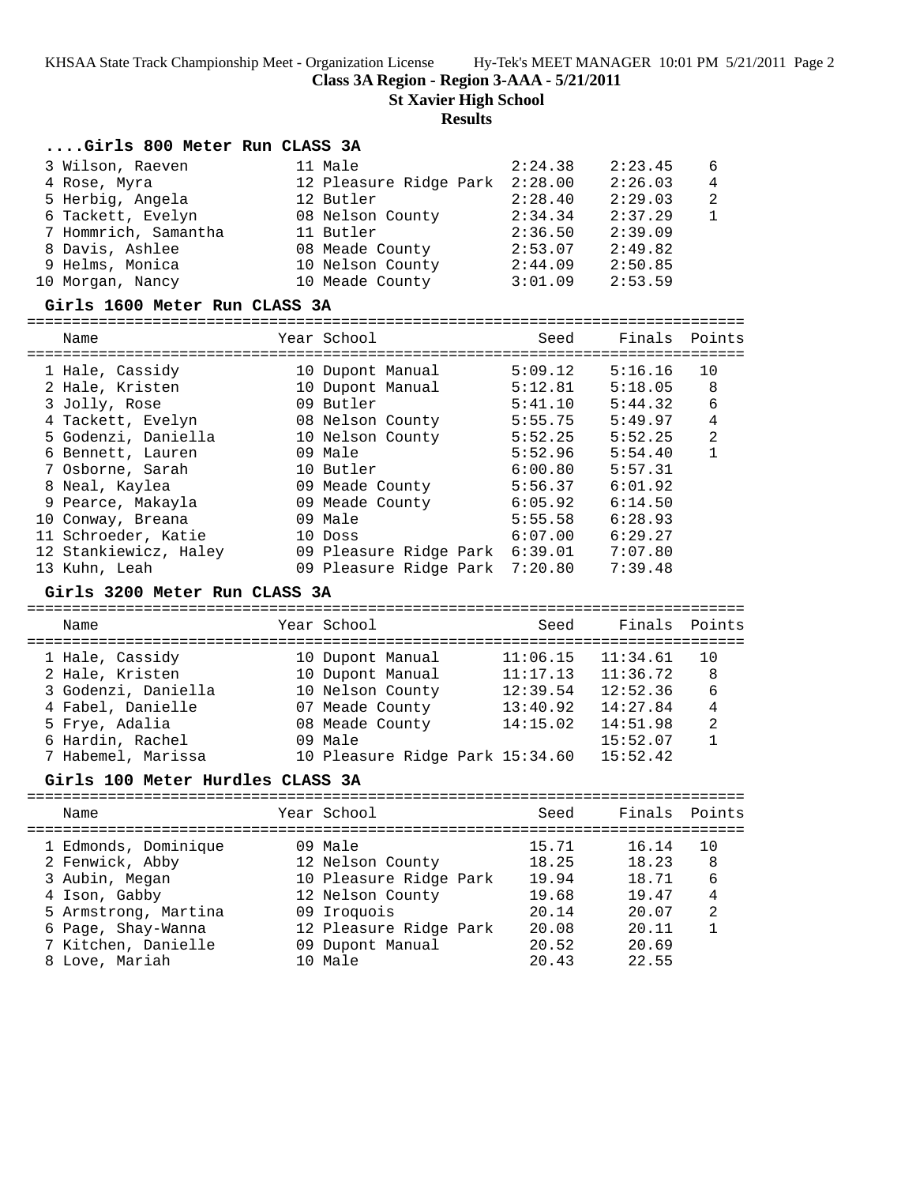## Class 3A Region - Region 3-AAA - 5/21/2011

## St Xavier High School

## Results

### ....Girls 800 Meter Run CLASS 3A

| | Name | Year | School | Seed | Finals | Points |
|---|---|---|---|---|---|---|
| 3 | Wilson, Raeven | 11 | Male | 2:24.38 | 2:23.45 | 6 |
| 4 | Rose, Myra | 12 | Pleasure Ridge Park | 2:28.00 | 2:26.03 | 4 |
| 5 | Herbig, Angela | 12 | Butler | 2:28.40 | 2:29.03 | 2 |
| 6 | Tackett, Evelyn | 08 | Nelson County | 2:34.34 | 2:37.29 | 1 |
| 7 | Hommrich, Samantha | 11 | Butler | 2:36.50 | 2:39.09 | |
| 8 | Davis, Ashlee | 08 | Meade County | 2:53.07 | 2:49.82 | |
| 9 | Helms, Monica | 10 | Nelson County | 2:44.09 | 2:50.85 | |
| 10 | Morgan, Nancy | 10 | Meade County | 3:01.09 | 2:53.59 | |

### Girls 1600 Meter Run CLASS 3A

| | Name | Year | School | Seed | Finals | Points |
|---|---|---|---|---|---|---|
| 1 | Hale, Cassidy | 10 | Dupont Manual | 5:09.12 | 5:16.16 | 10 |
| 2 | Hale, Kristen | 10 | Dupont Manual | 5:12.81 | 5:18.05 | 8 |
| 3 | Jolly, Rose | 09 | Butler | 5:41.10 | 5:44.32 | 6 |
| 4 | Tackett, Evelyn | 08 | Nelson County | 5:55.75 | 5:49.97 | 4 |
| 5 | Godenzi, Daniella | 10 | Nelson County | 5:52.25 | 5:52.25 | 2 |
| 6 | Bennett, Lauren | 09 | Male | 5:52.96 | 5:54.40 | 1 |
| 7 | Osborne, Sarah | 10 | Butler | 6:00.80 | 5:57.31 | |
| 8 | Neal, Kaylea | 09 | Meade County | 5:56.37 | 6:01.92 | |
| 9 | Pearce, Makayla | 09 | Meade County | 6:05.92 | 6:14.50 | |
| 10 | Conway, Breana | 09 | Male | 5:55.58 | 6:28.93 | |
| 11 | Schroeder, Katie | 10 | Doss | 6:07.00 | 6:29.27 | |
| 12 | Stankiewicz, Haley | 09 | Pleasure Ridge Park | 6:39.01 | 7:07.80 | |
| 13 | Kuhn, Leah | 09 | Pleasure Ridge Park | 7:20.80 | 7:39.48 | |

### Girls 3200 Meter Run CLASS 3A

| | Name | Year | School | Seed | Finals | Points |
|---|---|---|---|---|---|---|
| 1 | Hale, Cassidy | 10 | Dupont Manual | 11:06.15 | 11:34.61 | 10 |
| 2 | Hale, Kristen | 10 | Dupont Manual | 11:17.13 | 11:36.72 | 8 |
| 3 | Godenzi, Daniella | 10 | Nelson County | 12:39.54 | 12:52.36 | 6 |
| 4 | Fabel, Danielle | 07 | Meade County | 13:40.92 | 14:27.84 | 4 |
| 5 | Frye, Adalia | 08 | Meade County | 14:15.02 | 14:51.98 | 2 |
| 6 | Hardin, Rachel | 09 | Male | | 15:52.07 | 1 |
| 7 | Habemel, Marissa | 10 | Pleasure Ridge Park | 15:34.60 | 15:52.42 | |

### Girls 100 Meter Hurdles CLASS 3A

| | Name | Year | School | Seed | Finals | Points |
|---|---|---|---|---|---|---|
| 1 | Edmonds, Dominique | 09 | Male | 15.71 | 16.14 | 10 |
| 2 | Fenwick, Abby | 12 | Nelson County | 18.25 | 18.23 | 8 |
| 3 | Aubin, Megan | 10 | Pleasure Ridge Park | 19.94 | 18.71 | 6 |
| 4 | Ison, Gabby | 12 | Nelson County | 19.68 | 19.47 | 4 |
| 5 | Armstrong, Martina | 09 | Iroquois | 20.14 | 20.07 | 2 |
| 6 | Page, Shay-Wanna | 12 | Pleasure Ridge Park | 20.08 | 20.11 | 1 |
| 7 | Kitchen, Danielle | 09 | Dupont Manual | 20.52 | 20.69 | |
| 8 | Love, Mariah | 10 | Male | 20.43 | 22.55 | |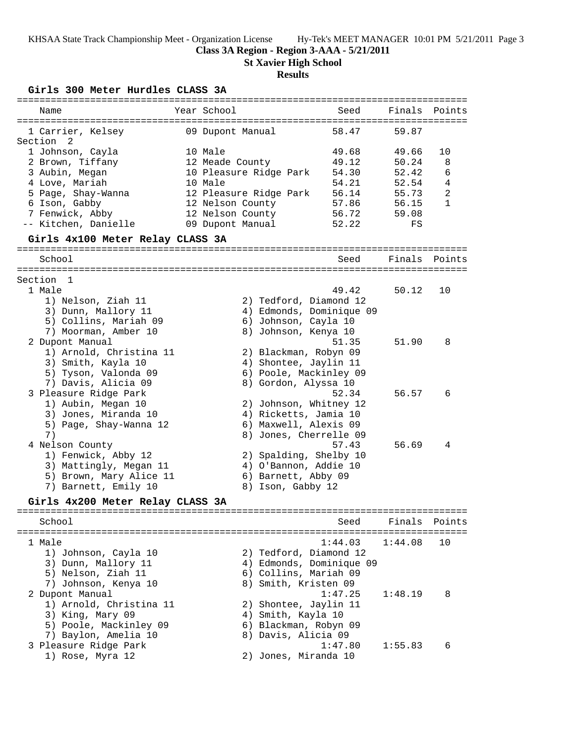**Class 3A Region - Region 3-AAA - 5/21/2011**

**St Xavier High School**

**Results**

### Girls 300 Meter Hurdles CLASS 3A

| Name | Year | School | Seed | Finals | Points |
|---|---|---|---|---|---|
| 1 Carrier, Kelsey | 09 | Dupont Manual | 58.47 | 59.87 | |
| Section 2 | | | | | |
| 1 Johnson, Cayla | 10 | Male | 49.68 | 49.66 | 10 |
| 2 Brown, Tiffany | 12 | Meade County | 49.12 | 50.24 | 8 |
| 3 Aubin, Megan | 10 | Pleasure Ridge Park | 54.30 | 52.42 | 6 |
| 4 Love, Mariah | 10 | Male | 54.21 | 52.54 | 4 |
| 5 Page, Shay-Wanna | 12 | Pleasure Ridge Park | 56.14 | 55.73 | 2 |
| 6 Ison, Gabby | 12 | Nelson County | 57.86 | 56.15 | 1 |
| 7 Fenwick, Abby | 12 | Nelson County | 56.72 | 59.08 | |
| -- Kitchen, Danielle | 09 | Dupont Manual | 52.22 | FS | |

### Girls 4x100 Meter Relay CLASS 3A

| School | Seed | Finals | Points |
|---|---|---|---|
| Section 1 | | | |
| 1 Male | 49.42 | 50.12 | 10 |
| 1) Nelson, Ziah 11; 2) Tedford, Diamond 12; 3) Dunn, Mallory 11; 4) Edmonds, Dominique 09; 5) Collins, Mariah 09; 6) Johnson, Cayla 10; 7) Moorman, Amber 10; 8) Johnson, Kenya 10 | | | |
| 2 Dupont Manual | 51.35 | 51.90 | 8 |
| 1) Arnold, Christina 11; 2) Blackman, Robyn 09; 3) Smith, Kayla 10; 4) Shontee, Jaylin 11; 5) Tyson, Valonda 09; 6) Poole, Mackinley 09; 7) Davis, Alicia 09; 8) Gordon, Alyssa 10 | | | |
| 3 Pleasure Ridge Park | 52.34 | 56.57 | 6 |
| 1) Aubin, Megan 10; 2) Johnson, Whitney 12; 3) Jones, Miranda 10; 4) Ricketts, Jamia 10; 5) Page, Shay-Wanna 12; 6) Maxwell, Alexis 09; 7); 8) Jones, Cherrelle 09 | | | |
| 4 Nelson County | 57.43 | 56.69 | 4 |
| 1) Fenwick, Abby 12; 2) Spalding, Shelby 10; 3) Mattingly, Megan 11; 4) O'Bannon, Addie 10; 5) Brown, Mary Alice 11; 6) Barnett, Abby 09; 7) Barnett, Emily 10; 8) Ison, Gabby 12 | | | |

### Girls 4x200 Meter Relay CLASS 3A

| School | Seed | Finals | Points |
|---|---|---|---|
| 1 Male | 1:44.03 | 1:44.08 | 10 |
| 1) Johnson, Cayla 10; 2) Tedford, Diamond 12; 3) Dunn, Mallory 11; 4) Edmonds, Dominique 09; 5) Nelson, Ziah 11; 6) Collins, Mariah 09; 7) Johnson, Kenya 10; 8) Smith, Kristen 09 | | | |
| 2 Dupont Manual | 1:47.25 | 1:48.19 | 8 |
| 1) Arnold, Christina 11; 2) Shontee, Jaylin 11; 3) King, Mary 09; 4) Smith, Kayla 10; 5) Poole, Mackinley 09; 6) Blackman, Robyn 09; 7) Baylon, Amelia 10; 8) Davis, Alicia 09 | | | |
| 3 Pleasure Ridge Park | 1:47.80 | 1:55.83 | 6 |
| 1) Rose, Myra 12; 2) Jones, Miranda 10 | | | |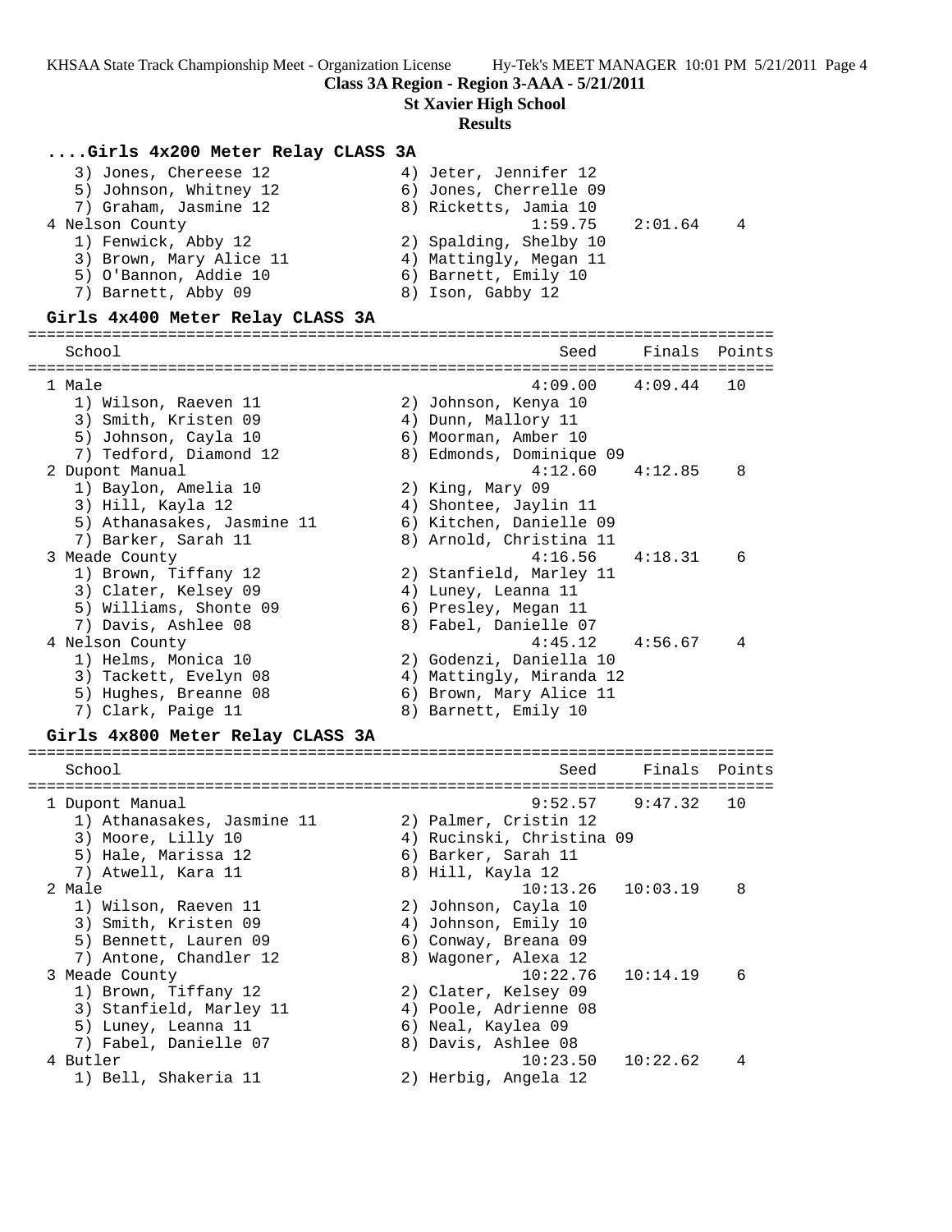**Class 3A Region - Region 3-AAA - 5/21/2011**

**St Xavier High School**

**Results**

### ....Girls 4x200 Meter Relay CLASS 3A

```
    3) Jones, Chereese 12              4) Jeter, Jennifer 12
    5) Johnson, Whitney 12             6) Jones, Cherrelle 09
    7) Graham, Jasmine 12              8) Ricketts, Jamia 10
  4 Nelson County                            1:59.75    2:01.64    4
    1) Fenwick, Abby 12                2) Spalding, Shelby 10
    3) Brown, Mary Alice 11            4) Mattingly, Megan 11
    5) O'Bannon, Addie 10              6) Barnett, Emily 10
    7) Barnett, Abby 09                8) Ison, Gabby 12
```

### Girls 4x400 Meter Relay CLASS 3A

```
================================================================================
    School                                      Seed     Finals  Points
================================================================================
  1 Male                                     4:09.00    4:09.44   10
    1) Wilson, Raeven 11               2) Johnson, Kenya 10
    3) Smith, Kristen 09               4) Dunn, Mallory 11
    5) Johnson, Cayla 10               6) Moorman, Amber 10
    7) Tedford, Diamond 12             8) Edmonds, Dominique 09
  2 Dupont Manual                            4:12.60    4:12.85    8
    1) Baylon, Amelia 10               2) King, Mary 09
    3) Hill, Kayla 12                  4) Shontee, Jaylin 11
    5) Athanasakes, Jasmine 11         6) Kitchen, Danielle 09
    7) Barker, Sarah 11                8) Arnold, Christina 11
  3 Meade County                             4:16.56    4:18.31    6
    1) Brown, Tiffany 12               2) Stanfield, Marley 11
    3) Clater, Kelsey 09               4) Luney, Leanna 11
    5) Williams, Shonte 09             6) Presley, Megan 11
    7) Davis, Ashlee 08                8) Fabel, Danielle 07
  4 Nelson County                            4:45.12    4:56.67    4
    1) Helms, Monica 10                2) Godenzi, Daniella 10
    3) Tackett, Evelyn 08              4) Mattingly, Miranda 12
    5) Hughes, Breanne 08              6) Brown, Mary Alice 11
    7) Clark, Paige 11                 8) Barnett, Emily 10
```

### Girls 4x800 Meter Relay CLASS 3A

```
================================================================================
    School                                      Seed     Finals  Points
================================================================================
  1 Dupont Manual                            9:52.57    9:47.32   10
    1) Athanasakes, Jasmine 11         2) Palmer, Cristin 12
    3) Moore, Lilly 10                 4) Rucinski, Christina 09
    5) Hale, Marissa 12                6) Barker, Sarah 11
    7) Atwell, Kara 11                 8) Hill, Kayla 12
  2 Male                                    10:13.26   10:03.19    8
    1) Wilson, Raeven 11               2) Johnson, Cayla 10
    3) Smith, Kristen 09               4) Johnson, Emily 10
    5) Bennett, Lauren 09              6) Conway, Breana 09
    7) Antone, Chandler 12             8) Wagoner, Alexa 12
  3 Meade County                            10:22.76   10:14.19    6
    1) Brown, Tiffany 12               2) Clater, Kelsey 09
    3) Stanfield, Marley 11            4) Poole, Adrienne 08
    5) Luney, Leanna 11                6) Neal, Kaylea 09
    7) Fabel, Danielle 07              8) Davis, Ashlee 08
  4 Butler                                  10:23.50   10:22.62    4
    1) Bell, Shakeria 11               2) Herbig, Angela 12
```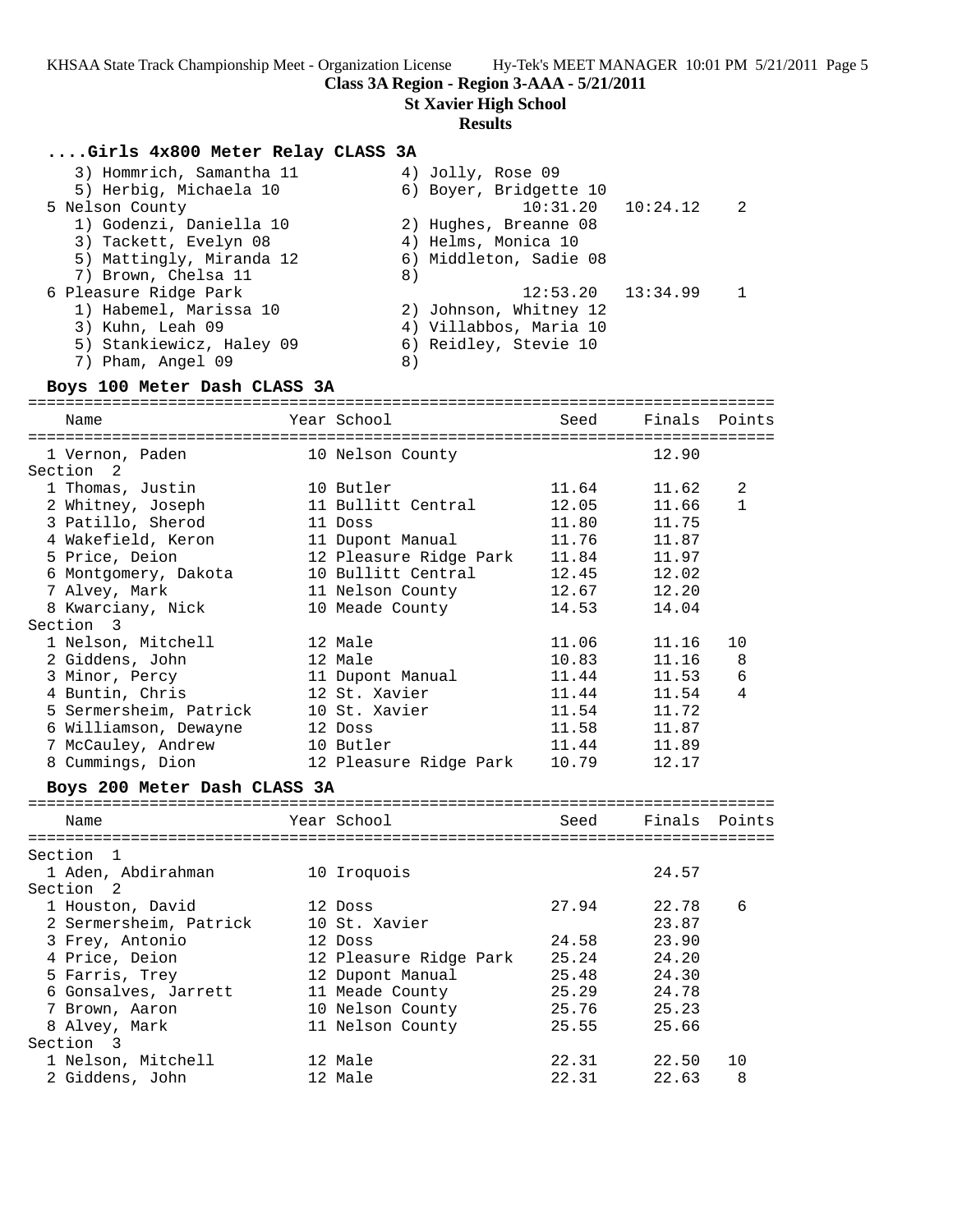**Class 3A Region - Region 3-AAA - 5/21/2011**

**St Xavier High School**

**Results**

### ....Girls 4x800 Meter Relay CLASS 3A

```
    3) Hommrich, Samantha 11          4) Jolly, Rose 09
    5) Herbig, Michaela 10            6) Boyer, Bridgette 10
  5 Nelson County                               10:31.20   10:24.12    2
    1) Godenzi, Daniella 10           2) Hughes, Breanne 08
    3) Tackett, Evelyn 08             4) Helms, Monica 10
    5) Mattingly, Miranda 12          6) Middleton, Sadie 08
    7) Brown, Chelsa 11               8)
  6 Pleasure Ridge Park                         12:53.20   13:34.99    1
    1) Habemel, Marissa 10            2) Johnson, Whitney 12
    3) Kuhn, Leah 09                  4) Villabbos, Maria 10
    5) Stankiewicz, Haley 09          6) Reidley, Stevie 10
    7) Pham, Angel 09                 8)
```

### Boys 100 Meter Dash CLASS 3A

| Name | Year | School | Seed | Finals | Points |
|---|---|---|---|---|---|
| 1 Vernon, Paden | 10 | Nelson County | | 12.90 | |
| **Section 2** | | | | | |
| 1 Thomas, Justin | 10 | Butler | 11.64 | 11.62 | 2 |
| 2 Whitney, Joseph | 11 | Bullitt Central | 12.05 | 11.66 | 1 |
| 3 Patillo, Sherod | 11 | Doss | 11.80 | 11.75 | |
| 4 Wakefield, Keron | 11 | Dupont Manual | 11.76 | 11.87 | |
| 5 Price, Deion | 12 | Pleasure Ridge Park | 11.84 | 11.97 | |
| 6 Montgomery, Dakota | 10 | Bullitt Central | 12.45 | 12.02 | |
| 7 Alvey, Mark | 11 | Nelson County | 12.67 | 12.20 | |
| 8 Kwarciany, Nick | 10 | Meade County | 14.53 | 14.04 | |
| **Section 3** | | | | | |
| 1 Nelson, Mitchell | 12 | Male | 11.06 | 11.16 | 10 |
| 2 Giddens, John | 12 | Male | 10.83 | 11.16 | 8 |
| 3 Minor, Percy | 11 | Dupont Manual | 11.44 | 11.53 | 6 |
| 4 Buntin, Chris | 12 | St. Xavier | 11.44 | 11.54 | 4 |
| 5 Sermersheim, Patrick | 10 | St. Xavier | 11.54 | 11.72 | |
| 6 Williamson, Dewayne | 12 | Doss | 11.58 | 11.87 | |
| 7 McCauley, Andrew | 10 | Butler | 11.44 | 11.89 | |
| 8 Cummings, Dion | 12 | Pleasure Ridge Park | 10.79 | 12.17 | |

### Boys 200 Meter Dash CLASS 3A

| Name | Year | School | Seed | Finals | Points |
|---|---|---|---|---|---|
| **Section 1** | | | | | |
| 1 Aden, Abdirahman | 10 | Iroquois | | 24.57 | |
| **Section 2** | | | | | |
| 1 Houston, David | 12 | Doss | 27.94 | 22.78 | 6 |
| 2 Sermersheim, Patrick | 10 | St. Xavier | | 23.87 | |
| 3 Frey, Antonio | 12 | Doss | 24.58 | 23.90 | |
| 4 Price, Deion | 12 | Pleasure Ridge Park | 25.24 | 24.20 | |
| 5 Farris, Trey | 12 | Dupont Manual | 25.48 | 24.30 | |
| 6 Gonsalves, Jarrett | 11 | Meade County | 25.29 | 24.78 | |
| 7 Brown, Aaron | 10 | Nelson County | 25.76 | 25.23 | |
| 8 Alvey, Mark | 11 | Nelson County | 25.55 | 25.66 | |
| **Section 3** | | | | | |
| 1 Nelson, Mitchell | 12 | Male | 22.31 | 22.50 | 10 |
| 2 Giddens, John | 12 | Male | 22.31 | 22.63 | 8 |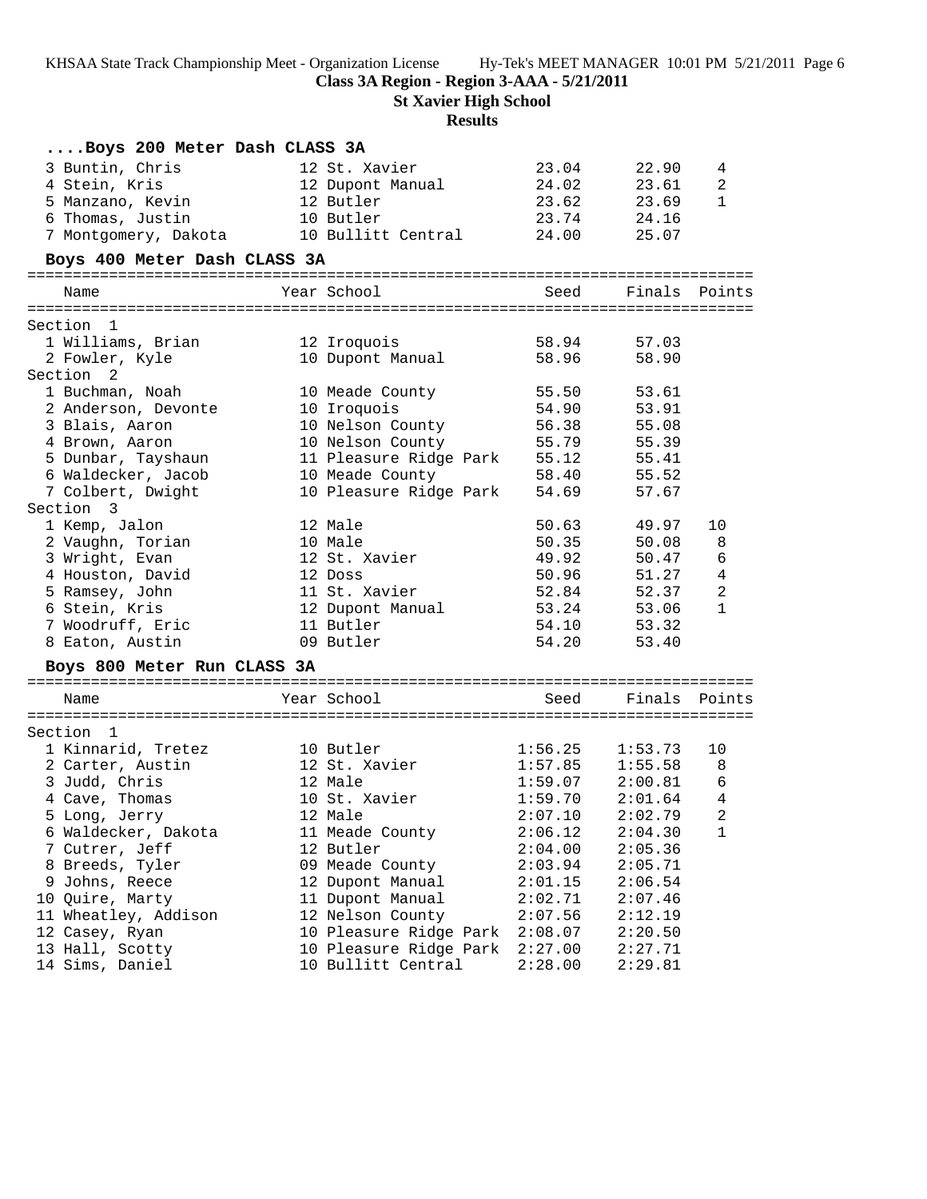**Class 3A Region - Region 3-AAA - 5/21/2011**

**St Xavier High School**

**Results**

### ....Boys 200 Meter Dash CLASS 3A

| Name | Year | School | Seed | Finals | Points |
|---|---|---|---|---|---|
| 3 Buntin, Chris | 12 | St. Xavier | 23.04 | 22.90 | 4 |
| 4 Stein, Kris | 12 | Dupont Manual | 24.02 | 23.61 | 2 |
| 5 Manzano, Kevin | 12 | Butler | 23.62 | 23.69 | 1 |
| 6 Thomas, Justin | 10 | Butler | 23.74 | 24.16 | |
| 7 Montgomery, Dakota | 10 | Bullitt Central | 24.00 | 25.07 | |

### Boys 400 Meter Dash CLASS 3A

| Name | Year | School | Seed | Finals | Points |
|---|---|---|---|---|---|
| **Section 1** | | | | | |
| 1 Williams, Brian | 12 | Iroquois | 58.94 | 57.03 | |
| 2 Fowler, Kyle | 10 | Dupont Manual | 58.96 | 58.90 | |
| **Section 2** | | | | | |
| 1 Buchman, Noah | 10 | Meade County | 55.50 | 53.61 | |
| 2 Anderson, Devonte | 10 | Iroquois | 54.90 | 53.91 | |
| 3 Blais, Aaron | 10 | Nelson County | 56.38 | 55.08 | |
| 4 Brown, Aaron | 10 | Nelson County | 55.79 | 55.39 | |
| 5 Dunbar, Tayshaun | 11 | Pleasure Ridge Park | 55.12 | 55.41 | |
| 6 Waldecker, Jacob | 10 | Meade County | 58.40 | 55.52 | |
| 7 Colbert, Dwight | 10 | Pleasure Ridge Park | 54.69 | 57.67 | |
| **Section 3** | | | | | |
| 1 Kemp, Jalon | 12 | Male | 50.63 | 49.97 | 10 |
| 2 Vaughn, Torian | 10 | Male | 50.35 | 50.08 | 8 |
| 3 Wright, Evan | 12 | St. Xavier | 49.92 | 50.47 | 6 |
| 4 Houston, David | 12 | Doss | 50.96 | 51.27 | 4 |
| 5 Ramsey, John | 11 | St. Xavier | 52.84 | 52.37 | 2 |
| 6 Stein, Kris | 12 | Dupont Manual | 53.24 | 53.06 | 1 |
| 7 Woodruff, Eric | 11 | Butler | 54.10 | 53.32 | |
| 8 Eaton, Austin | 09 | Butler | 54.20 | 53.40 | |

### Boys 800 Meter Run CLASS 3A

| Name | Year | School | Seed | Finals | Points |
|---|---|---|---|---|---|
| **Section 1** | | | | | |
| 1 Kinnarid, Tretez | 10 | Butler | 1:56.25 | 1:53.73 | 10 |
| 2 Carter, Austin | 12 | St. Xavier | 1:57.85 | 1:55.58 | 8 |
| 3 Judd, Chris | 12 | Male | 1:59.07 | 2:00.81 | 6 |
| 4 Cave, Thomas | 10 | St. Xavier | 1:59.70 | 2:01.64 | 4 |
| 5 Long, Jerry | 12 | Male | 2:07.10 | 2:02.79 | 2 |
| 6 Waldecker, Dakota | 11 | Meade County | 2:06.12 | 2:04.30 | 1 |
| 7 Cutrer, Jeff | 12 | Butler | 2:04.00 | 2:05.36 | |
| 8 Breeds, Tyler | 09 | Meade County | 2:03.94 | 2:05.71 | |
| 9 Johns, Reece | 12 | Dupont Manual | 2:01.15 | 2:06.54 | |
| 10 Quire, Marty | 11 | Dupont Manual | 2:02.71 | 2:07.46 | |
| 11 Wheatley, Addison | 12 | Nelson County | 2:07.56 | 2:12.19 | |
| 12 Casey, Ryan | 10 | Pleasure Ridge Park | 2:08.07 | 2:20.50 | |
| 13 Hall, Scotty | 10 | Pleasure Ridge Park | 2:27.00 | 2:27.71 | |
| 14 Sims, Daniel | 10 | Bullitt Central | 2:28.00 | 2:29.81 | |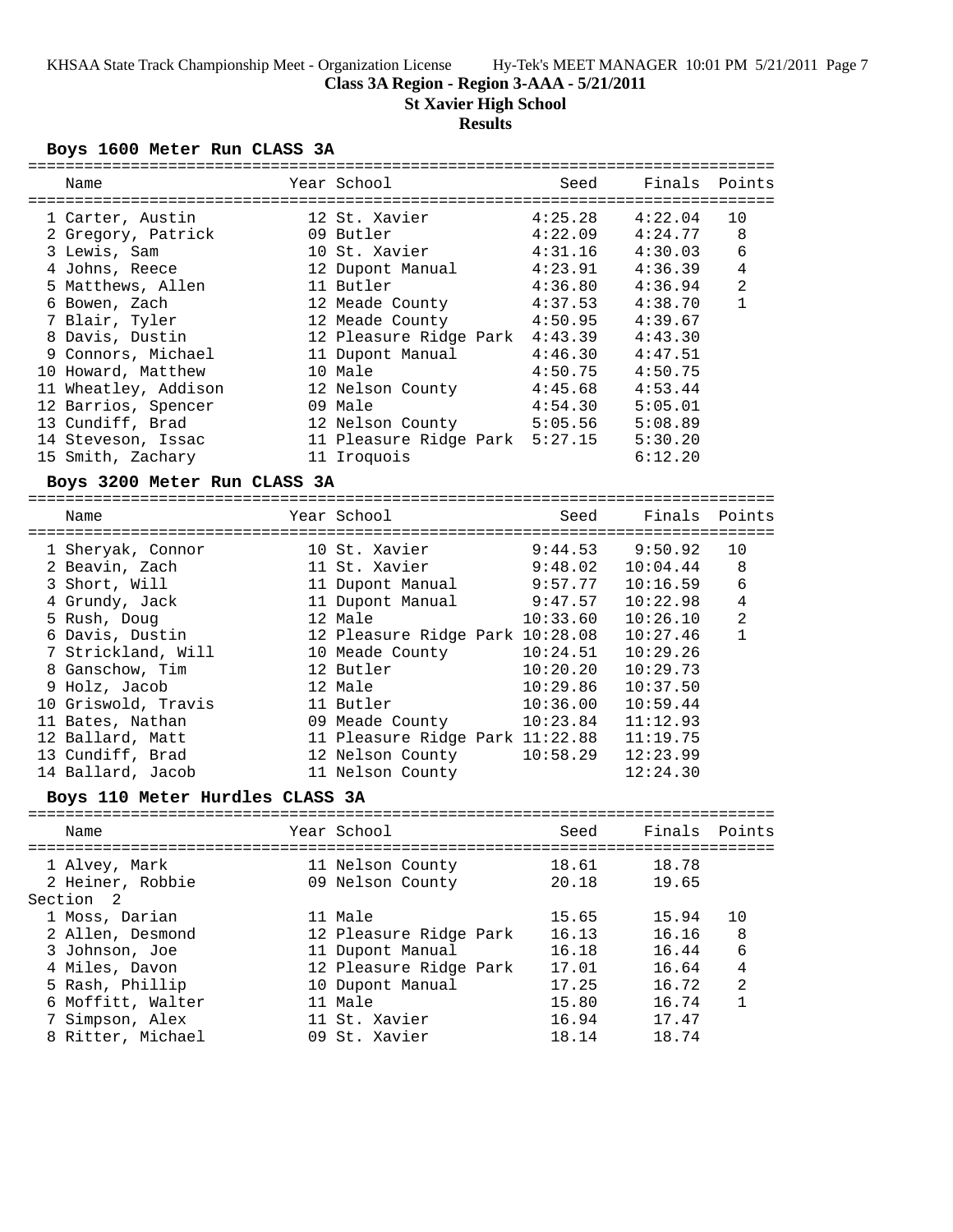**Class 3A Region - Region 3-AAA - 5/21/2011**

**St Xavier High School**

**Results**

### Boys 1600 Meter Run CLASS 3A

| | Name | Year | School | Seed | Finals | Points |
|---|---|---|---|---|---|---|
| 1 | Carter, Austin | 12 | St. Xavier | 4:25.28 | 4:22.04 | 10 |
| 2 | Gregory, Patrick | 09 | Butler | 4:22.09 | 4:24.77 | 8 |
| 3 | Lewis, Sam | 10 | St. Xavier | 4:31.16 | 4:30.03 | 6 |
| 4 | Johns, Reece | 12 | Dupont Manual | 4:23.91 | 4:36.39 | 4 |
| 5 | Matthews, Allen | 11 | Butler | 4:36.80 | 4:36.94 | 2 |
| 6 | Bowen, Zach | 12 | Meade County | 4:37.53 | 4:38.70 | 1 |
| 7 | Blair, Tyler | 12 | Meade County | 4:50.95 | 4:39.67 | |
| 8 | Davis, Dustin | 12 | Pleasure Ridge Park | 4:43.39 | 4:43.30 | |
| 9 | Connors, Michael | 11 | Dupont Manual | 4:46.30 | 4:47.51 | |
| 10 | Howard, Matthew | 10 | Male | 4:50.75 | 4:50.75 | |
| 11 | Wheatley, Addison | 12 | Nelson County | 4:45.68 | 4:53.44 | |
| 12 | Barrios, Spencer | 09 | Male | 4:54.30 | 5:05.01 | |
| 13 | Cundiff, Brad | 12 | Nelson County | 5:05.56 | 5:08.89 | |
| 14 | Steveson, Issac | 11 | Pleasure Ridge Park | 5:27.15 | 5:30.20 | |
| 15 | Smith, Zachary | 11 | Iroquois | | 6:12.20 | |

### Boys 3200 Meter Run CLASS 3A

| | Name | Year | School | Seed | Finals | Points |
|---|---|---|---|---|---|---|
| 1 | Sheryak, Connor | 10 | St. Xavier | 9:44.53 | 9:50.92 | 10 |
| 2 | Beavin, Zach | 11 | St. Xavier | 9:48.02 | 10:04.44 | 8 |
| 3 | Short, Will | 11 | Dupont Manual | 9:57.77 | 10:16.59 | 6 |
| 4 | Grundy, Jack | 11 | Dupont Manual | 9:47.57 | 10:22.98 | 4 |
| 5 | Rush, Doug | 12 | Male | 10:33.60 | 10:26.10 | 2 |
| 6 | Davis, Dustin | 12 | Pleasure Ridge Park | 10:28.08 | 10:27.46 | 1 |
| 7 | Strickland, Will | 10 | Meade County | 10:24.51 | 10:29.26 | |
| 8 | Ganschow, Tim | 12 | Butler | 10:20.20 | 10:29.73 | |
| 9 | Holz, Jacob | 12 | Male | 10:29.86 | 10:37.50 | |
| 10 | Griswold, Travis | 11 | Butler | 10:36.00 | 10:59.44 | |
| 11 | Bates, Nathan | 09 | Meade County | 10:23.84 | 11:12.93 | |
| 12 | Ballard, Matt | 11 | Pleasure Ridge Park | 11:22.88 | 11:19.75 | |
| 13 | Cundiff, Brad | 12 | Nelson County | 10:58.29 | 12:23.99 | |
| 14 | Ballard, Jacob | 11 | Nelson County | | 12:24.30 | |

### Boys 110 Meter Hurdles CLASS 3A

| | Name | Year | School | Seed | Finals | Points |
|---|---|---|---|---|---|---|
| 1 | Alvey, Mark | 11 | Nelson County | 18.61 | 18.78 | |
| 2 | Heiner, Robbie | 09 | Nelson County | 20.18 | 19.65 | |
| Section 2 | | | | | | |
| 1 | Moss, Darian | 11 | Male | 15.65 | 15.94 | 10 |
| 2 | Allen, Desmond | 12 | Pleasure Ridge Park | 16.13 | 16.16 | 8 |
| 3 | Johnson, Joe | 11 | Dupont Manual | 16.18 | 16.44 | 6 |
| 4 | Miles, Davon | 12 | Pleasure Ridge Park | 17.01 | 16.64 | 4 |
| 5 | Rash, Phillip | 10 | Dupont Manual | 17.25 | 16.72 | 2 |
| 6 | Moffitt, Walter | 11 | Male | 15.80 | 16.74 | 1 |
| 7 | Simpson, Alex | 11 | St. Xavier | 16.94 | 17.47 | |
| 8 | Ritter, Michael | 09 | St. Xavier | 18.14 | 18.74 | |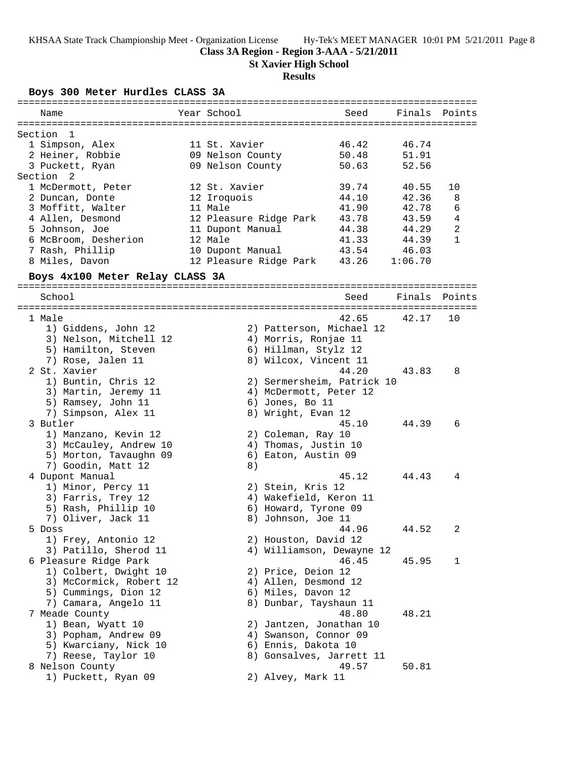KHSAA State Track Championship Meet - Organization License Hy-Tek's MEET MANAGER 10:01 PM 5/21/2011 Page 8

**Class 3A Region - Region 3-AAA - 5/21/2011**

**St Xavier High School**

**Results**

## Boys 300 Meter Hurdles CLASS 3A

| Name | Year | School | Seed | Finals | Points |
|---|---|---|---|---|---|
| **Section 1** | | | | | |
| 1 Simpson, Alex | 11 | St. Xavier | 46.42 | 46.74 | |
| 2 Heiner, Robbie | 09 | Nelson County | 50.48 | 51.91 | |
| 3 Puckett, Ryan | 09 | Nelson County | 50.63 | 52.56 | |
| **Section 2** | | | | | |
| 1 McDermott, Peter | 12 | St. Xavier | 39.74 | 40.55 | 10 |
| 2 Duncan, Donte | 12 | Iroquois | 44.10 | 42.36 | 8 |
| 3 Moffitt, Walter | 11 | Male | 41.90 | 42.78 | 6 |
| 4 Allen, Desmond | 12 | Pleasure Ridge Park | 43.78 | 43.59 | 4 |
| 5 Johnson, Joe | 11 | Dupont Manual | 44.38 | 44.29 | 2 |
| 6 McBroom, Desherion | 12 | Male | 41.33 | 44.39 | 1 |
| 7 Rash, Phillip | 10 | Dupont Manual | 43.54 | 46.03 | |
| 8 Miles, Davon | 12 | Pleasure Ridge Park | 43.26 | 1:06.70 | |

## Boys 4x100 Meter Relay CLASS 3A

| School | Seed | Finals | Points |
|---|---|---|---|
| 1 Male | 42.65 | 42.17 | 10 |
| 1) Giddens, John 12; 2) Patterson, Michael 12; 3) Nelson, Mitchell 12; 4) Morris, Ronjae 11; 5) Hamilton, Steven; 6) Hillman, Stylz 12; 7) Rose, Jalen 11; 8) Wilcox, Vincent 11 | | | |
| 2 St. Xavier | 44.20 | 43.83 | 8 |
| 1) Buntin, Chris 12; 2) Sermersheim, Patrick 10; 3) Martin, Jeremy 11; 4) McDermott, Peter 12; 5) Ramsey, John 11; 6) Jones, Bo 11; 7) Simpson, Alex 11; 8) Wright, Evan 12 | | | |
| 3 Butler | 45.10 | 44.39 | 6 |
| 1) Manzano, Kevin 12; 2) Coleman, Ray 10; 3) McCauley, Andrew 10; 4) Thomas, Justin 10; 5) Morton, Tavaughn 09; 6) Eaton, Austin 09; 7) Goodin, Matt 12; 8) | | | |
| 4 Dupont Manual | 45.12 | 44.43 | 4 |
| 1) Minor, Percy 11; 2) Stein, Kris 12; 3) Farris, Trey 12; 4) Wakefield, Keron 11; 5) Rash, Phillip 10; 6) Howard, Tyrone 09; 7) Oliver, Jack 11; 8) Johnson, Joe 11 | | | |
| 5 Doss | 44.96 | 44.52 | 2 |
| 1) Frey, Antonio 12; 2) Houston, David 12; 3) Patillo, Sherod 11; 4) Williamson, Dewayne 12 | | | |
| 6 Pleasure Ridge Park | 46.45 | 45.95 | 1 |
| 1) Colbert, Dwight 10; 2) Price, Deion 12; 3) McCormick, Robert 12; 4) Allen, Desmond 12; 5) Cummings, Dion 12; 6) Miles, Davon 12; 7) Camara, Angelo 11; 8) Dunbar, Tayshaun 11 | | | |
| 7 Meade County | 48.80 | 48.21 | |
| 1) Bean, Wyatt 10; 2) Jantzen, Jonathan 10; 3) Popham, Andrew 09; 4) Swanson, Connor 09; 5) Kwarciany, Nick 10; 6) Ennis, Dakota 10; 7) Reese, Taylor 10; 8) Gonsalves, Jarrett 11 | | | |
| 8 Nelson County | 49.57 | 50.81 | |
| 1) Puckett, Ryan 09; 2) Alvey, Mark 11 | | | |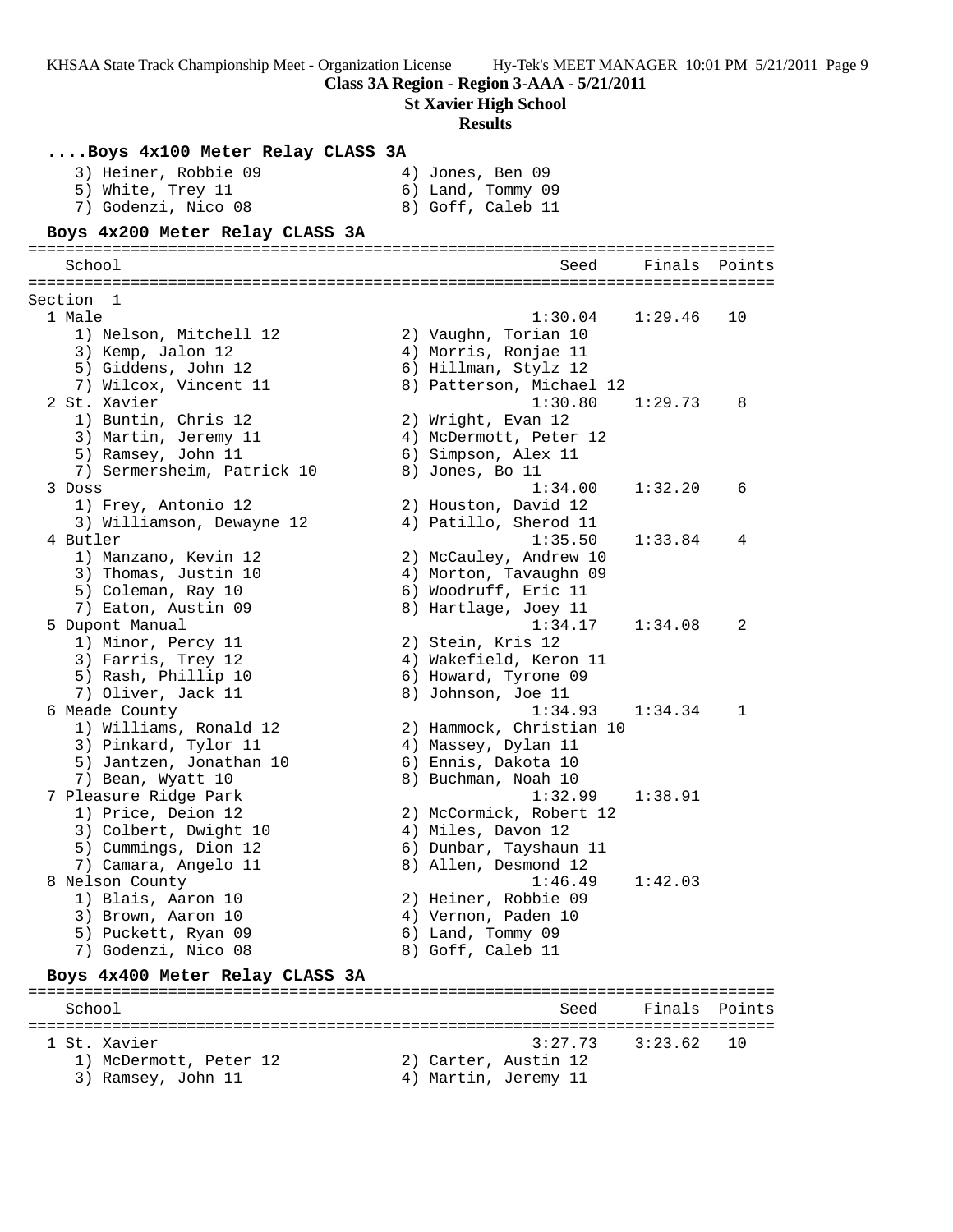**Class 3A Region - Region 3-AAA - 5/21/2011**

**St Xavier High School**

**Results**

### ....Boys 4x100 Meter Relay CLASS 3A

```
    3) Heiner, Robbie 09               4) Jones, Ben 09
    5) White, Trey 11                  6) Land, Tommy 09
    7) Godenzi, Nico 08                8) Goff, Caleb 11
```

### Boys 4x200 Meter Relay CLASS 3A

```
================================================================================
    School                                               Seed    Finals  Points
================================================================================
Section  1
  1 Male                                              1:30.04   1:29.46   10
     1) Nelson, Mitchell 12             2) Vaughn, Torian 10
     3) Kemp, Jalon 12                  4) Morris, Ronjae 11
     5) Giddens, John 12                6) Hillman, Stylz 12
     7) Wilcox, Vincent 11              8) Patterson, Michael 12
  2 St. Xavier                                        1:30.80   1:29.73    8
     1) Buntin, Chris 12                2) Wright, Evan 12
     3) Martin, Jeremy 11               4) McDermott, Peter 12
     5) Ramsey, John 11                 6) Simpson, Alex 11
     7) Sermersheim, Patrick 10         8) Jones, Bo 11
  3 Doss                                              1:34.00   1:32.20    6
     1) Frey, Antonio 12                2) Houston, David 12
     3) Williamson, Dewayne 12          4) Patillo, Sherod 11
  4 Butler                                            1:35.50   1:33.84    4
     1) Manzano, Kevin 12               2) McCauley, Andrew 10
     3) Thomas, Justin 10               4) Morton, Tavaughn 09
     5) Coleman, Ray 10                 6) Woodruff, Eric 11
     7) Eaton, Austin 09                8) Hartlage, Joey 11
  5 Dupont Manual                                     1:34.17   1:34.08    2
     1) Minor, Percy 11                 2) Stein, Kris 12
     3) Farris, Trey 12                 4) Wakefield, Keron 11
     5) Rash, Phillip 10                6) Howard, Tyrone 09
     7) Oliver, Jack 11                 8) Johnson, Joe 11
  6 Meade County                                      1:34.93   1:34.34    1
     1) Williams, Ronald 12             2) Hammock, Christian 10
     3) Pinkard, Tylor 11               4) Massey, Dylan 11
     5) Jantzen, Jonathan 10            6) Ennis, Dakota 10
     7) Bean, Wyatt 10                  8) Buchman, Noah 10
  7 Pleasure Ridge Park                               1:32.99   1:38.91
     1) Price, Deion 12                 2) McCormick, Robert 12
     3) Colbert, Dwight 10              4) Miles, Davon 12
     5) Cummings, Dion 12               6) Dunbar, Tayshaun 11
     7) Camara, Angelo 11               8) Allen, Desmond 12
  8 Nelson County                                     1:46.49   1:42.03
     1) Blais, Aaron 10                 2) Heiner, Robbie 09
     3) Brown, Aaron 10                 4) Vernon, Paden 10
     5) Puckett, Ryan 09                6) Land, Tommy 09
     7) Godenzi, Nico 08                8) Goff, Caleb 11
```

### Boys 4x400 Meter Relay CLASS 3A

```
================================================================================
    School                                               Seed    Finals  Points
================================================================================
  1 St. Xavier                                        3:27.73   3:23.62   10
     1) McDermott, Peter 12             2) Carter, Austin 12
     3) Ramsey, John 11                 4) Martin, Jeremy 11
```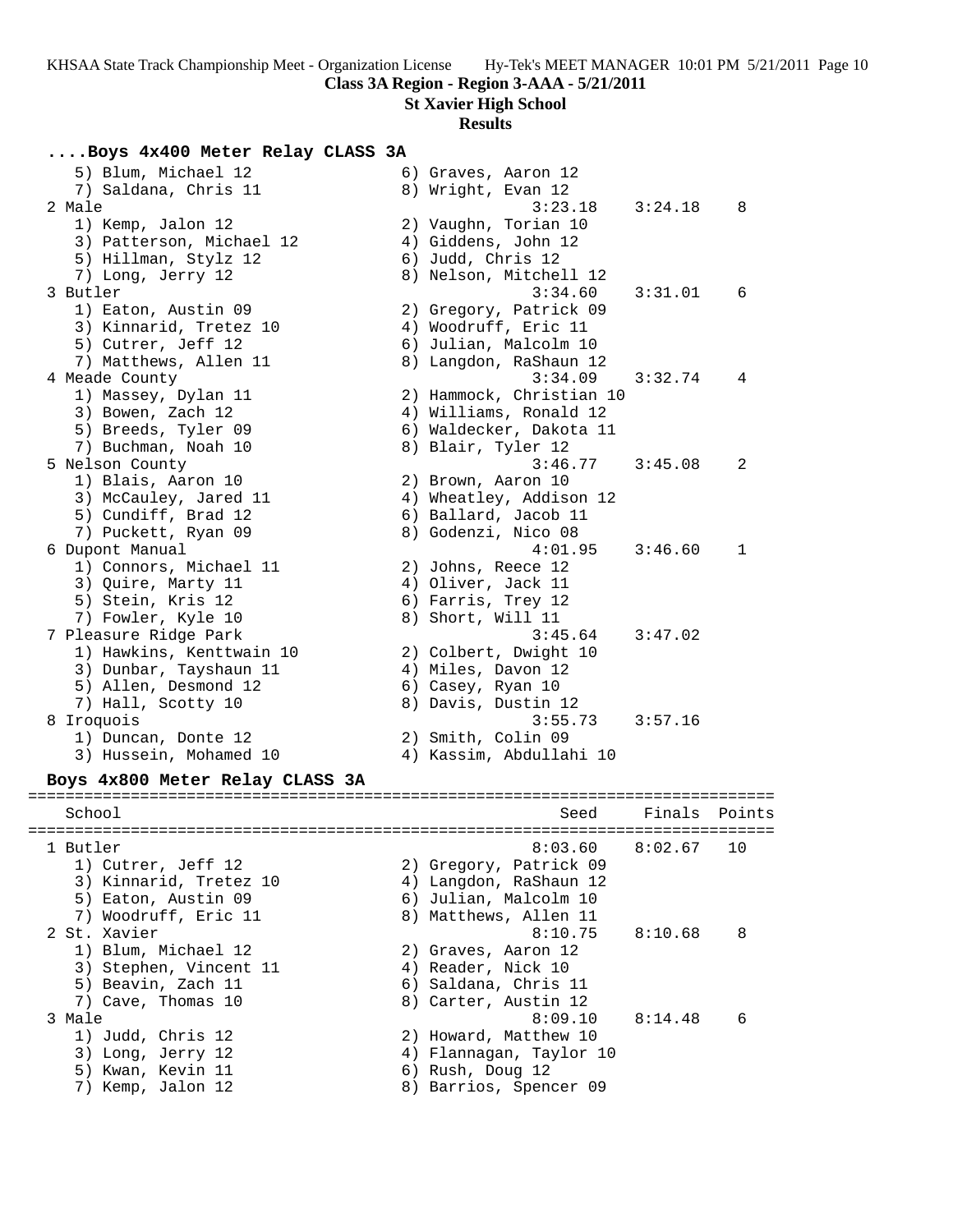## ....Boys 4x400 Meter Relay CLASS 3A

| School | Seed | Finals | Points |
|---|---|---|---|
| 5) Blum, Michael 12; 6) Graves, Aaron 12; 7) Saldana, Chris 11; 8) Wright, Evan 12 | | | |
| 2 Male | 3:23.18 | 3:24.18 | 8 |
| 1) Kemp, Jalon 12; 2) Vaughn, Torian 10; 3) Patterson, Michael 12; 4) Giddens, John 12; 5) Hillman, Stylz 12; 6) Judd, Chris 12; 7) Long, Jerry 12; 8) Nelson, Mitchell 12 | | | |
| 3 Butler | 3:34.60 | 3:31.01 | 6 |
| 1) Eaton, Austin 09; 2) Gregory, Patrick 09; 3) Kinnarid, Tretez 10; 4) Woodruff, Eric 11; 5) Cutrer, Jeff 12; 6) Julian, Malcolm 10; 7) Matthews, Allen 11; 8) Langdon, RaShaun 12 | | | |
| 4 Meade County | 3:34.09 | 3:32.74 | 4 |
| 1) Massey, Dylan 11; 2) Hammock, Christian 10; 3) Bowen, Zach 12; 4) Williams, Ronald 12; 5) Breeds, Tyler 09; 6) Waldecker, Dakota 11; 7) Buchman, Noah 10; 8) Blair, Tyler 12 | | | |
| 5 Nelson County | 3:46.77 | 3:45.08 | 2 |
| 1) Blais, Aaron 10; 2) Brown, Aaron 10; 3) McCauley, Jared 11; 4) Wheatley, Addison 12; 5) Cundiff, Brad 12; 6) Ballard, Jacob 11; 7) Puckett, Ryan 09; 8) Godenzi, Nico 08 | | | |
| 6 Dupont Manual | 4:01.95 | 3:46.60 | 1 |
| 1) Connors, Michael 11; 2) Johns, Reece 12; 3) Quire, Marty 11; 4) Oliver, Jack 11; 5) Stein, Kris 12; 6) Farris, Trey 12; 7) Fowler, Kyle 10; 8) Short, Will 11 | | | |
| 7 Pleasure Ridge Park | 3:45.64 | 3:47.02 | |
| 1) Hawkins, Kenttwain 10; 2) Colbert, Dwight 10; 3) Dunbar, Tayshaun 11; 4) Miles, Davon 12; 5) Allen, Desmond 12; 6) Casey, Ryan 10; 7) Hall, Scotty 10; 8) Davis, Dustin 12 | | | |
| 8 Iroquois | 3:55.73 | 3:57.16 | |
| 1) Duncan, Donte 12; 2) Smith, Colin 09; 3) Hussein, Mohamed 10; 4) Kassim, Abdullahi 10 | | | |

## Boys 4x800 Meter Relay CLASS 3A

| School | Seed | Finals | Points |
|---|---|---|---|
| 1 Butler | 8:03.60 | 8:02.67 | 10 |
| 1) Cutrer, Jeff 12; 2) Gregory, Patrick 09; 3) Kinnarid, Tretez 10; 4) Langdon, RaShaun 12; 5) Eaton, Austin 09; 6) Julian, Malcolm 10; 7) Woodruff, Eric 11; 8) Matthews, Allen 11 | | | |
| 2 St. Xavier | 8:10.75 | 8:10.68 | 8 |
| 1) Blum, Michael 12; 2) Graves, Aaron 12; 3) Stephen, Vincent 11; 4) Reader, Nick 10; 5) Beavin, Zach 11; 6) Saldana, Chris 11; 7) Cave, Thomas 10; 8) Carter, Austin 12 | | | |
| 3 Male | 8:09.10 | 8:14.48 | 6 |
| 1) Judd, Chris 12; 2) Howard, Matthew 10; 3) Long, Jerry 12; 4) Flannagan, Taylor 10; 5) Kwan, Kevin 11; 6) Rush, Doug 12; 7) Kemp, Jalon 12; 8) Barrios, Spencer 09 | | | |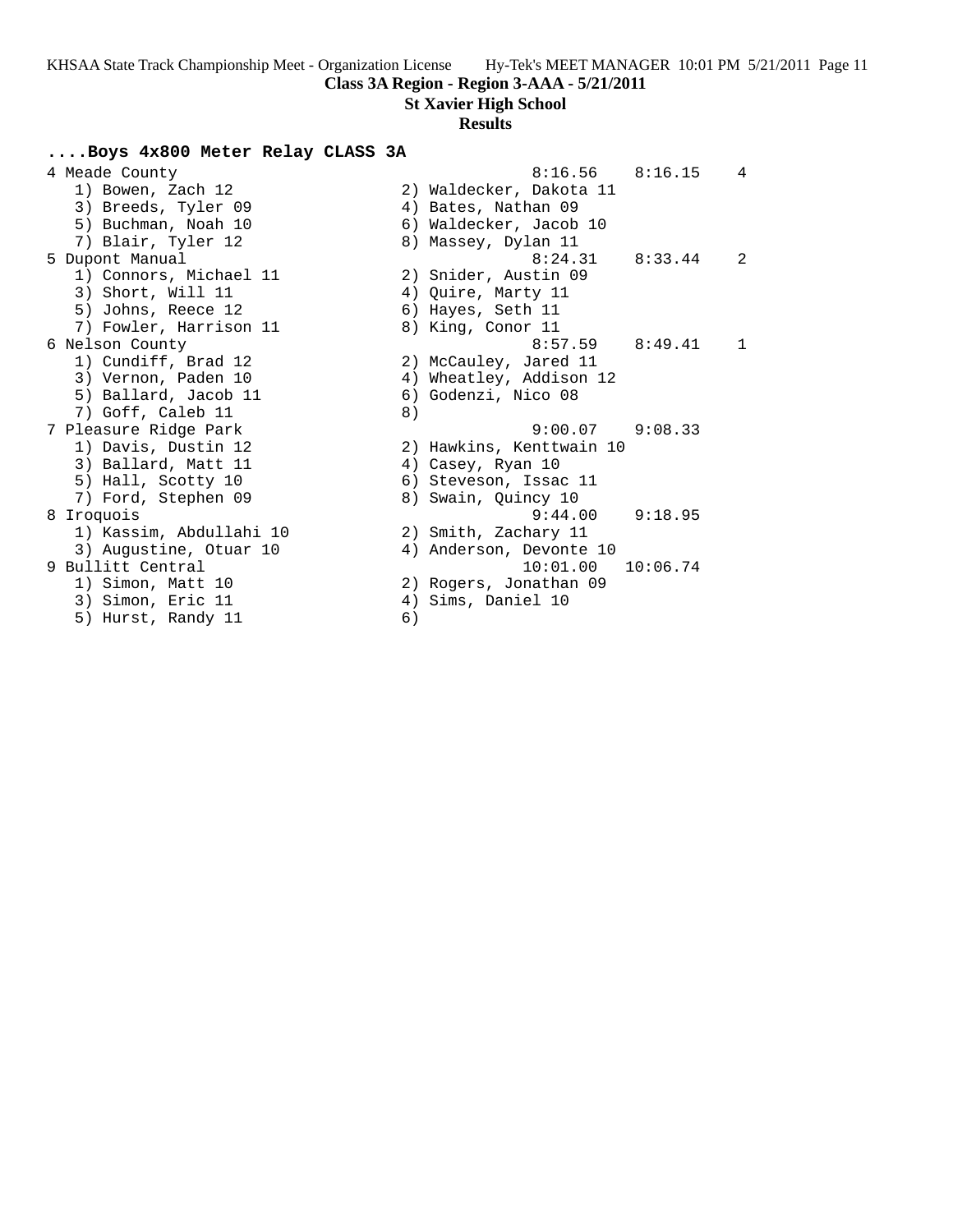KHSAA State Track Championship Meet - Organization License Hy-Tek's MEET MANAGER 10:01 PM 5/21/2011

**Class 3A Region - Region 3-AAA - 5/21/2011**

**St Xavier High School**

**Results**

### ....Boys 4x800 Meter Relay CLASS 3A

```
4 Meade County                                     8:16.56    8:16.15    4
   1) Bowen, Zach 12                  2) Waldecker, Dakota 11
   3) Breeds, Tyler 09                4) Bates, Nathan 09
   5) Buchman, Noah 10                6) Waldecker, Jacob 10
   7) Blair, Tyler 12                 8) Massey, Dylan 11
5 Dupont Manual                                    8:24.31    8:33.44    2
   1) Connors, Michael 11             2) Snider, Austin 09
   3) Short, Will 11                  4) Quire, Marty 11
   5) Johns, Reece 12                 6) Hayes, Seth 11
   7) Fowler, Harrison 11             8) King, Conor 11
6 Nelson County                                    8:57.59    8:49.41    1
   1) Cundiff, Brad 12                2) McCauley, Jared 11
   3) Vernon, Paden 10                4) Wheatley, Addison 12
   5) Ballard, Jacob 11               6) Godenzi, Nico 08
   7) Goff, Caleb 11                  8)
7 Pleasure Ridge Park                              9:00.07    9:08.33
   1) Davis, Dustin 12                2) Hawkins, Kenttwain 10
   3) Ballard, Matt 11                4) Casey, Ryan 10
   5) Hall, Scotty 10                 6) Steveson, Issac 11
   7) Ford, Stephen 09                8) Swain, Quincy 10
8 Iroquois                                         9:44.00    9:18.95
   1) Kassim, Abdullahi 10            2) Smith, Zachary 11
   3) Augustine, Otuar 10             4) Anderson, Devonte 10
9 Bullitt Central                                 10:01.00   10:06.74
   1) Simon, Matt 10                  2) Rogers, Jonathan 09
   3) Simon, Eric 11                  4) Sims, Daniel 10
   5) Hurst, Randy 11                 6)
```